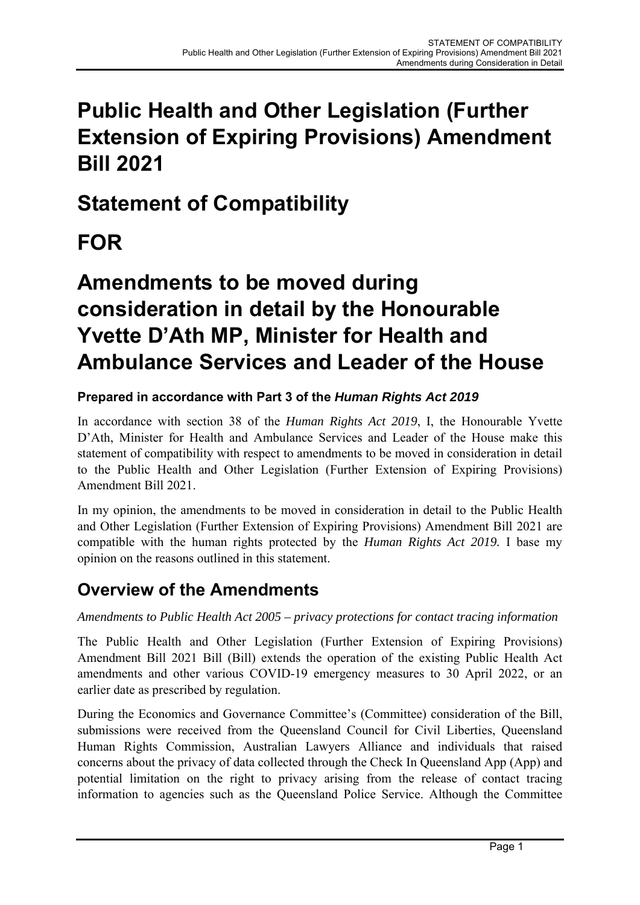# Public Health and Other Legislation (Further Extension of Expiring Provisions) Amendment Bill 2021

# Statement of Compatibility

# FOR

# Amendments to be moved during consideration in detail by the Honourable Yvette D'Ath MP, Minister for Health and Ambulance Services and Leader of the House

**Prepared in accordance with Part 3 of the *Human Rights Act 2019***

In accordance with section 38 of the *Human Rights Act 2019*, I, the Honourable Yvette D'Ath, Minister for Health and Ambulance Services and Leader of the House make this statement of compatibility with respect to amendments to be moved in consideration in detail to the Public Health and Other Legislation (Further Extension of Expiring Provisions) Amendment Bill 2021.

In my opinion, the amendments to be moved in consideration in detail to the Public Health and Other Legislation (Further Extension of Expiring Provisions) Amendment Bill 2021 are compatible with the human rights protected by the *Human Rights Act 2019.* I base my opinion on the reasons outlined in this statement.

## Overview of the Amendments

*Amendments to Public Health Act 2005 – privacy protections for contact tracing information*

The Public Health and Other Legislation (Further Extension of Expiring Provisions) Amendment Bill 2021 Bill (Bill) extends the operation of the existing Public Health Act amendments and other various COVID-19 emergency measures to 30 April 2022, or an earlier date as prescribed by regulation.

During the Economics and Governance Committee's (Committee) consideration of the Bill, submissions were received from the Queensland Council for Civil Liberties, Queensland Human Rights Commission, Australian Lawyers Alliance and individuals that raised concerns about the privacy of data collected through the Check In Queensland App (App) and potential limitation on the right to privacy arising from the release of contact tracing information to agencies such as the Queensland Police Service. Although the Committee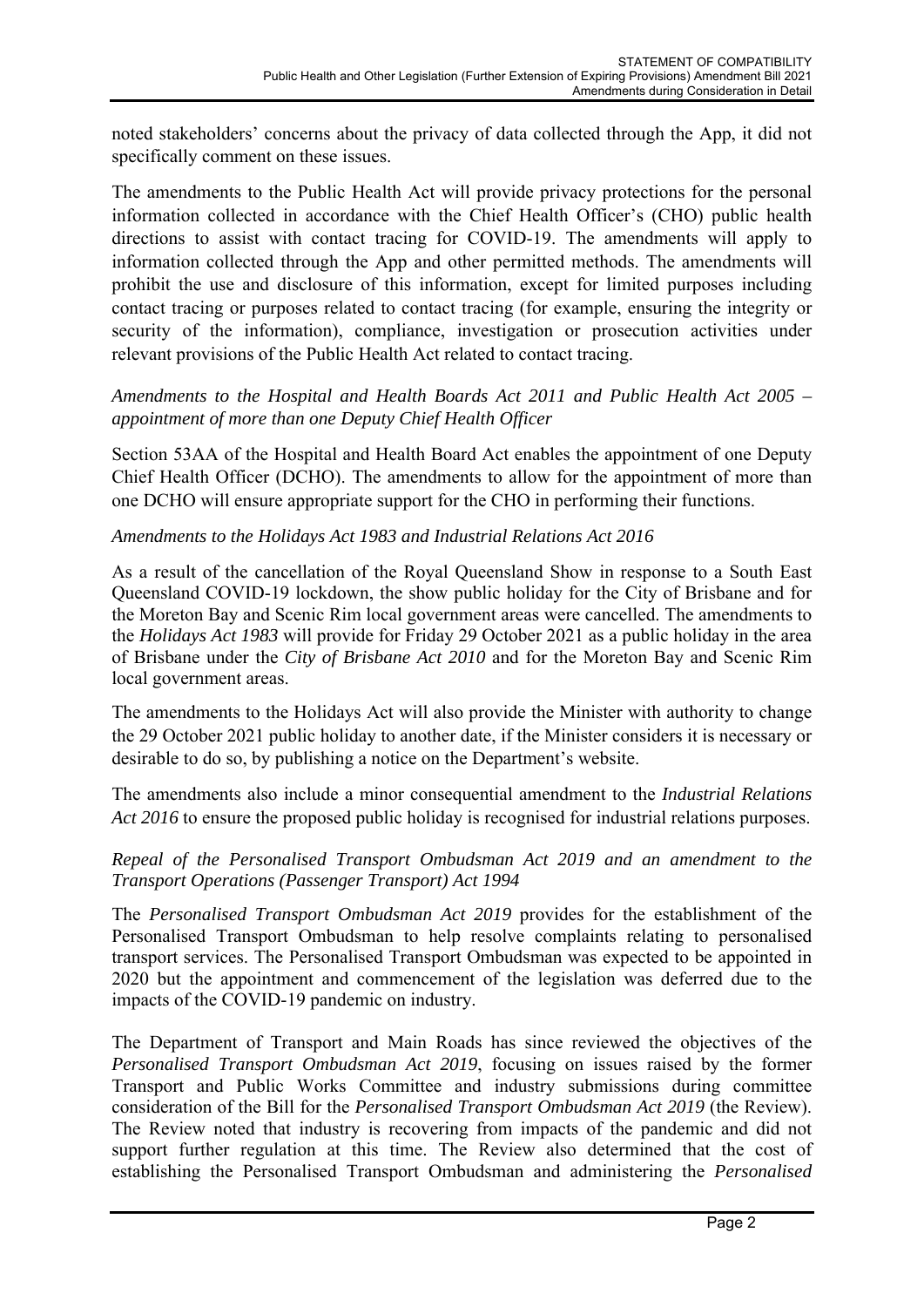noted stakeholders' concerns about the privacy of data collected through the App, it did not specifically comment on these issues.

The amendments to the Public Health Act will provide privacy protections for the personal information collected in accordance with the Chief Health Officer's (CHO) public health directions to assist with contact tracing for COVID-19. The amendments will apply to information collected through the App and other permitted methods. The amendments will prohibit the use and disclosure of this information, except for limited purposes including contact tracing or purposes related to contact tracing (for example, ensuring the integrity or security of the information), compliance, investigation or prosecution activities under relevant provisions of the Public Health Act related to contact tracing.

*Amendments to the Hospital and Health Boards Act 2011 and Public Health Act 2005 – appointment of more than one Deputy Chief Health Officer*

Section 53AA of the Hospital and Health Board Act enables the appointment of one Deputy Chief Health Officer (DCHO). The amendments to allow for the appointment of more than one DCHO will ensure appropriate support for the CHO in performing their functions.

*Amendments to the Holidays Act 1983 and Industrial Relations Act 2016*

As a result of the cancellation of the Royal Queensland Show in response to a South East Queensland COVID-19 lockdown, the show public holiday for the City of Brisbane and for the Moreton Bay and Scenic Rim local government areas were cancelled. The amendments to the *Holidays Act 1983* will provide for Friday 29 October 2021 as a public holiday in the area of Brisbane under the *City of Brisbane Act 2010* and for the Moreton Bay and Scenic Rim local government areas.

The amendments to the Holidays Act will also provide the Minister with authority to change the 29 October 2021 public holiday to another date, if the Minister considers it is necessary or desirable to do so, by publishing a notice on the Department's website.

The amendments also include a minor consequential amendment to the *Industrial Relations Act 2016* to ensure the proposed public holiday is recognised for industrial relations purposes.

*Repeal of the Personalised Transport Ombudsman Act 2019 and an amendment to the Transport Operations (Passenger Transport) Act 1994*

The *Personalised Transport Ombudsman Act 2019* provides for the establishment of the Personalised Transport Ombudsman to help resolve complaints relating to personalised transport services. The Personalised Transport Ombudsman was expected to be appointed in 2020 but the appointment and commencement of the legislation was deferred due to the impacts of the COVID-19 pandemic on industry.

The Department of Transport and Main Roads has since reviewed the objectives of the *Personalised Transport Ombudsman Act 2019*, focusing on issues raised by the former Transport and Public Works Committee and industry submissions during committee consideration of the Bill for the *Personalised Transport Ombudsman Act 2019* (the Review). The Review noted that industry is recovering from impacts of the pandemic and did not support further regulation at this time. The Review also determined that the cost of establishing the Personalised Transport Ombudsman and administering the *Personalised*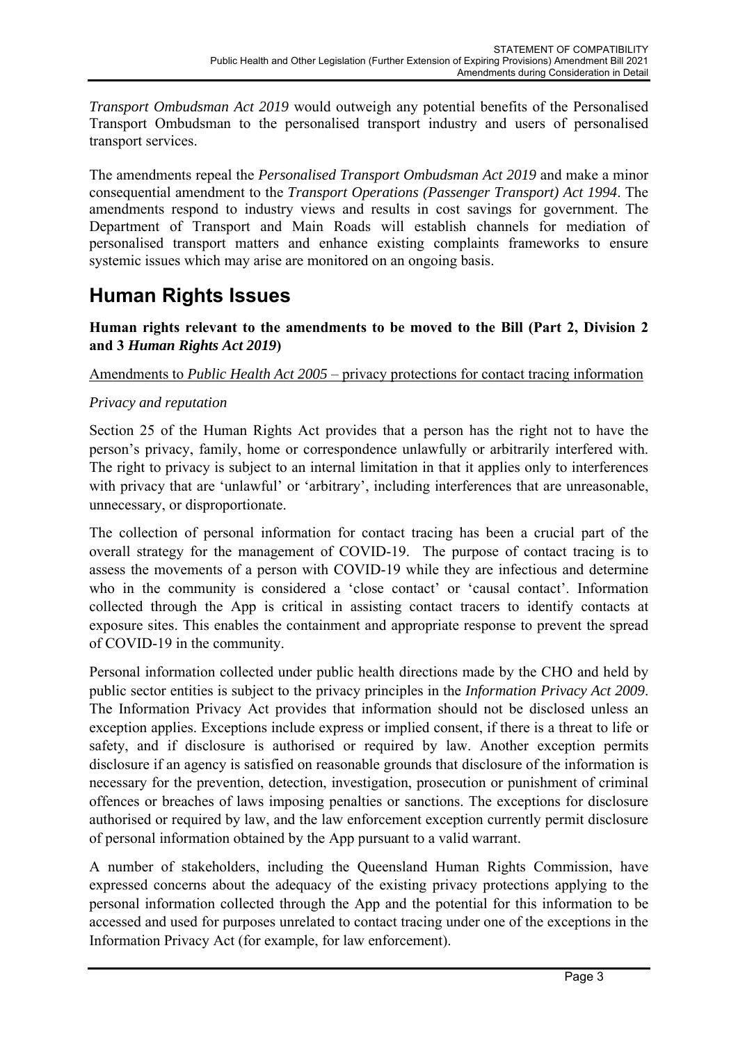*Transport Ombudsman Act 2019* would outweigh any potential benefits of the Personalised Transport Ombudsman to the personalised transport industry and users of personalised transport services.

The amendments repeal the *Personalised Transport Ombudsman Act 2019* and make a minor consequential amendment to the *Transport Operations (Passenger Transport) Act 1994*. The amendments respond to industry views and results in cost savings for government. The Department of Transport and Main Roads will establish channels for mediation of personalised transport matters and enhance existing complaints frameworks to ensure systemic issues which may arise are monitored on an ongoing basis.

# Human Rights Issues

**Human rights relevant to the amendments to be moved to the Bill (Part 2, Division 2 and 3 *Human Rights Act 2019*)**

<u>Amendments to *Public Health Act 2005* – privacy protections for contact tracing information</u>

*Privacy and reputation*

Section 25 of the Human Rights Act provides that a person has the right not to have the person's privacy, family, home or correspondence unlawfully or arbitrarily interfered with. The right to privacy is subject to an internal limitation in that it applies only to interferences with privacy that are 'unlawful' or 'arbitrary', including interferences that are unreasonable, unnecessary, or disproportionate.

The collection of personal information for contact tracing has been a crucial part of the overall strategy for the management of COVID-19. The purpose of contact tracing is to assess the movements of a person with COVID-19 while they are infectious and determine who in the community is considered a 'close contact' or 'causal contact'. Information collected through the App is critical in assisting contact tracers to identify contacts at exposure sites. This enables the containment and appropriate response to prevent the spread of COVID-19 in the community.

Personal information collected under public health directions made by the CHO and held by public sector entities is subject to the privacy principles in the *Information Privacy Act 2009*. The Information Privacy Act provides that information should not be disclosed unless an exception applies. Exceptions include express or implied consent, if there is a threat to life or safety, and if disclosure is authorised or required by law. Another exception permits disclosure if an agency is satisfied on reasonable grounds that disclosure of the information is necessary for the prevention, detection, investigation, prosecution or punishment of criminal offences or breaches of laws imposing penalties or sanctions. The exceptions for disclosure authorised or required by law, and the law enforcement exception currently permit disclosure of personal information obtained by the App pursuant to a valid warrant.

A number of stakeholders, including the Queensland Human Rights Commission, have expressed concerns about the adequacy of the existing privacy protections applying to the personal information collected through the App and the potential for this information to be accessed and used for purposes unrelated to contact tracing under one of the exceptions in the Information Privacy Act (for example, for law enforcement).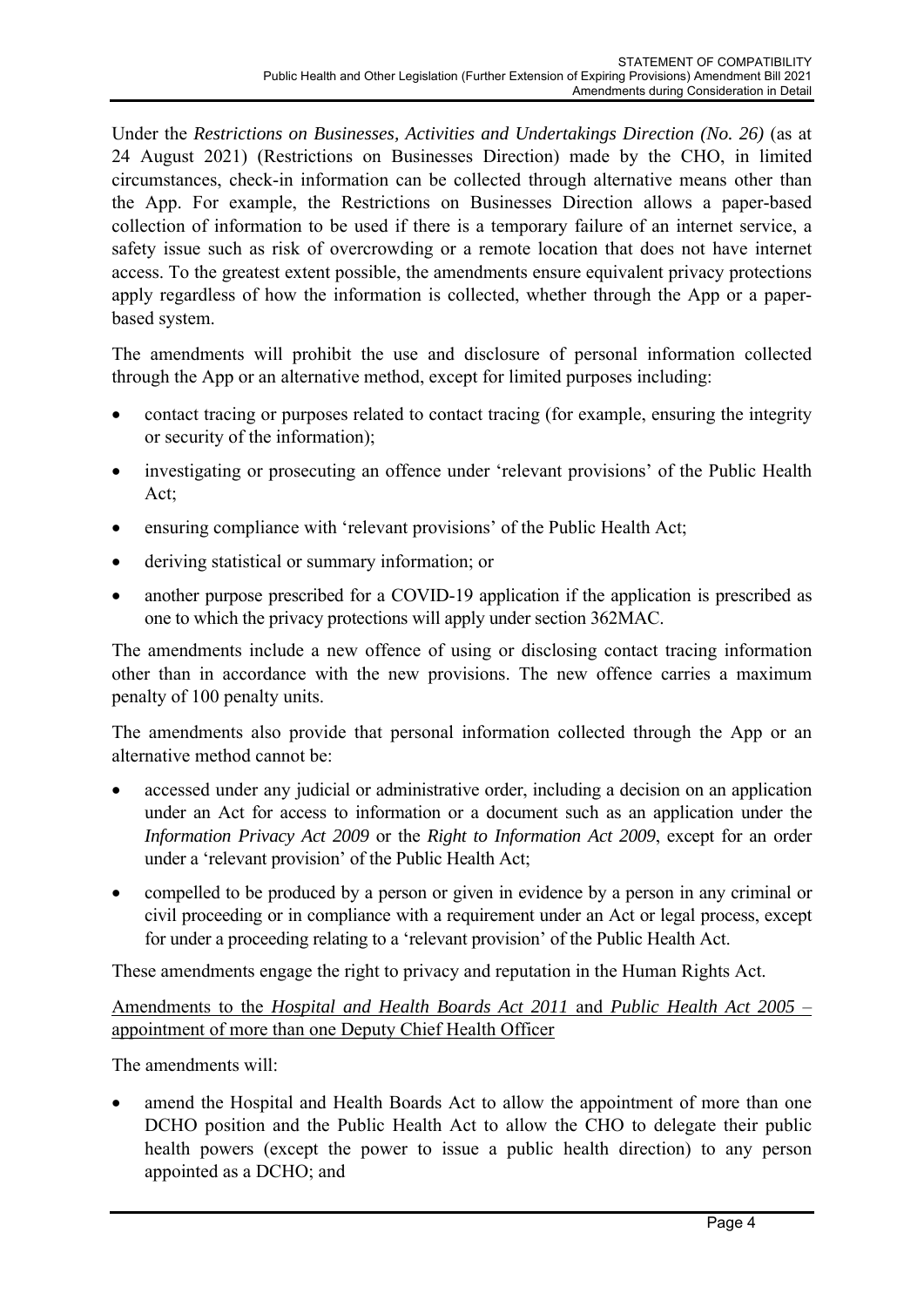Under the *Restrictions on Businesses, Activities and Undertakings Direction (No. 26)* (as at 24 August 2021) (Restrictions on Businesses Direction) made by the CHO, in limited circumstances, check-in information can be collected through alternative means other than the App. For example, the Restrictions on Businesses Direction allows a paper-based collection of information to be used if there is a temporary failure of an internet service, a safety issue such as risk of overcrowding or a remote location that does not have internet access. To the greatest extent possible, the amendments ensure equivalent privacy protections apply regardless of how the information is collected, whether through the App or a paper-based system.

The amendments will prohibit the use and disclosure of personal information collected through the App or an alternative method, except for limited purposes including:

- contact tracing or purposes related to contact tracing (for example, ensuring the integrity or security of the information);
- investigating or prosecuting an offence under 'relevant provisions' of the Public Health Act;
- ensuring compliance with 'relevant provisions' of the Public Health Act;
- deriving statistical or summary information; or
- another purpose prescribed for a COVID-19 application if the application is prescribed as one to which the privacy protections will apply under section 362MAC.

The amendments include a new offence of using or disclosing contact tracing information other than in accordance with the new provisions. The new offence carries a maximum penalty of 100 penalty units.

The amendments also provide that personal information collected through the App or an alternative method cannot be:

- accessed under any judicial or administrative order, including a decision on an application under an Act for access to information or a document such as an application under the *Information Privacy Act 2009* or the *Right to Information Act 2009*, except for an order under a 'relevant provision' of the Public Health Act;
- compelled to be produced by a person or given in evidence by a person in any criminal or civil proceeding or in compliance with a requirement under an Act or legal process, except for under a proceeding relating to a 'relevant provision' of the Public Health Act.

These amendments engage the right to privacy and reputation in the Human Rights Act.

<u>Amendments to the *Hospital and Health Boards Act 2011* and *Public Health Act 2005* – appointment of more than one Deputy Chief Health Officer</u>

The amendments will:

- amend the Hospital and Health Boards Act to allow the appointment of more than one DCHO position and the Public Health Act to allow the CHO to delegate their public health powers (except the power to issue a public health direction) to any person appointed as a DCHO; and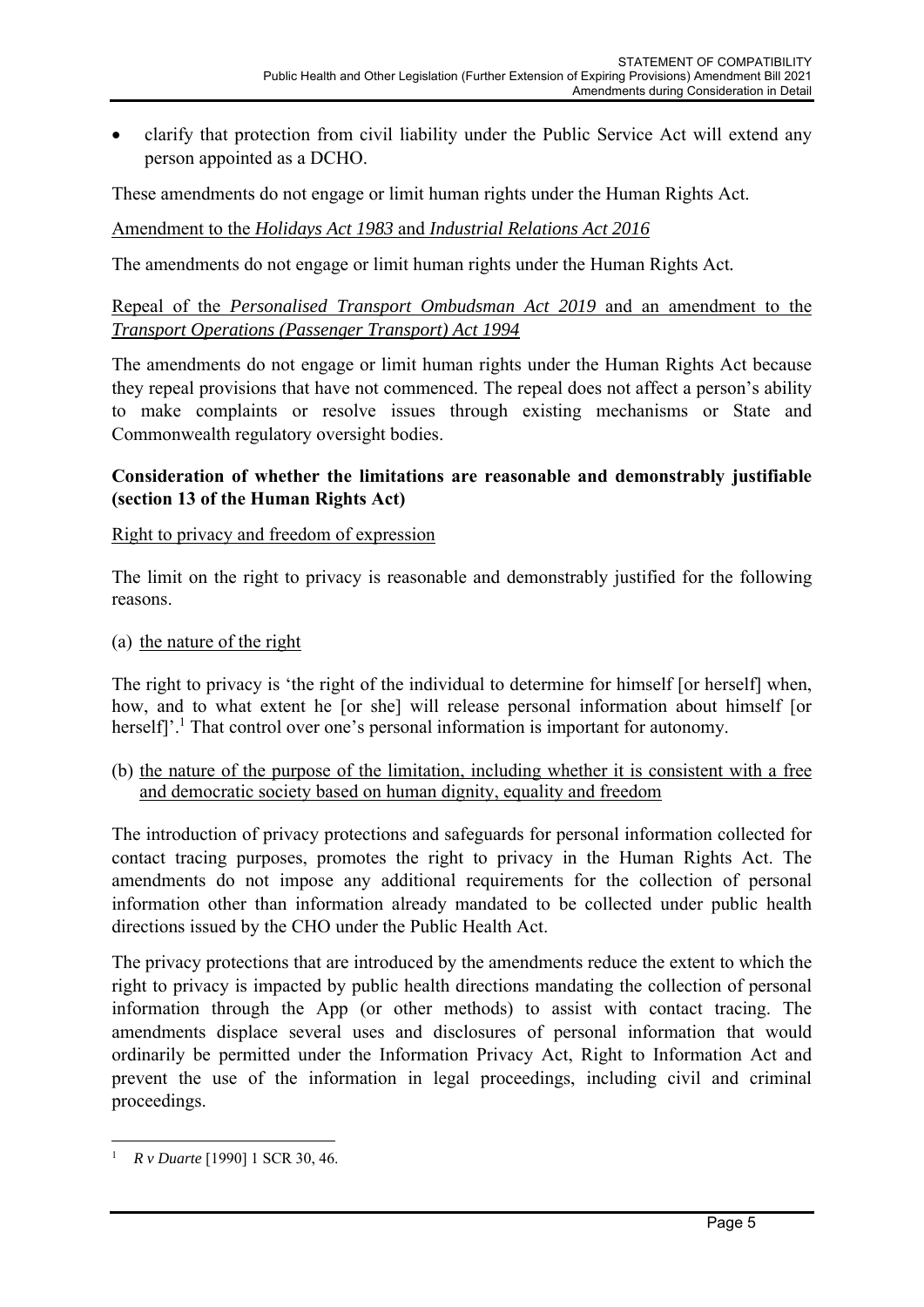- clarify that protection from civil liability under the Public Service Act will extend any person appointed as a DCHO.

These amendments do not engage or limit human rights under the Human Rights Act.

Amendment to the *Holidays Act 1983* and *Industrial Relations Act 2016*

The amendments do not engage or limit human rights under the Human Rights Act.

Repeal of the *Personalised Transport Ombudsman Act 2019* and an amendment to the *Transport Operations (Passenger Transport) Act 1994*

The amendments do not engage or limit human rights under the Human Rights Act because they repeal provisions that have not commenced. The repeal does not affect a person's ability to make complaints or resolve issues through existing mechanisms or State and Commonwealth regulatory oversight bodies.

**Consideration of whether the limitations are reasonable and demonstrably justifiable (section 13 of the Human Rights Act)**

Right to privacy and freedom of expression

The limit on the right to privacy is reasonable and demonstrably justified for the following reasons.

(a) the nature of the right

The right to privacy is 'the right of the individual to determine for himself [or herself] when, how, and to what extent he [or she] will release personal information about himself [or herself]'.[1] That control over one's personal information is important for autonomy.

(b) the nature of the purpose of the limitation, including whether it is consistent with a free and democratic society based on human dignity, equality and freedom

The introduction of privacy protections and safeguards for personal information collected for contact tracing purposes, promotes the right to privacy in the Human Rights Act. The amendments do not impose any additional requirements for the collection of personal information other than information already mandated to be collected under public health directions issued by the CHO under the Public Health Act.

The privacy protections that are introduced by the amendments reduce the extent to which the right to privacy is impacted by public health directions mandating the collection of personal information through the App (or other methods) to assist with contact tracing. The amendments displace several uses and disclosures of personal information that would ordinarily be permitted under the Information Privacy Act, Right to Information Act and prevent the use of the information in legal proceedings, including civil and criminal proceedings.

[1] *R v Duarte* [1990] 1 SCR 30, 46.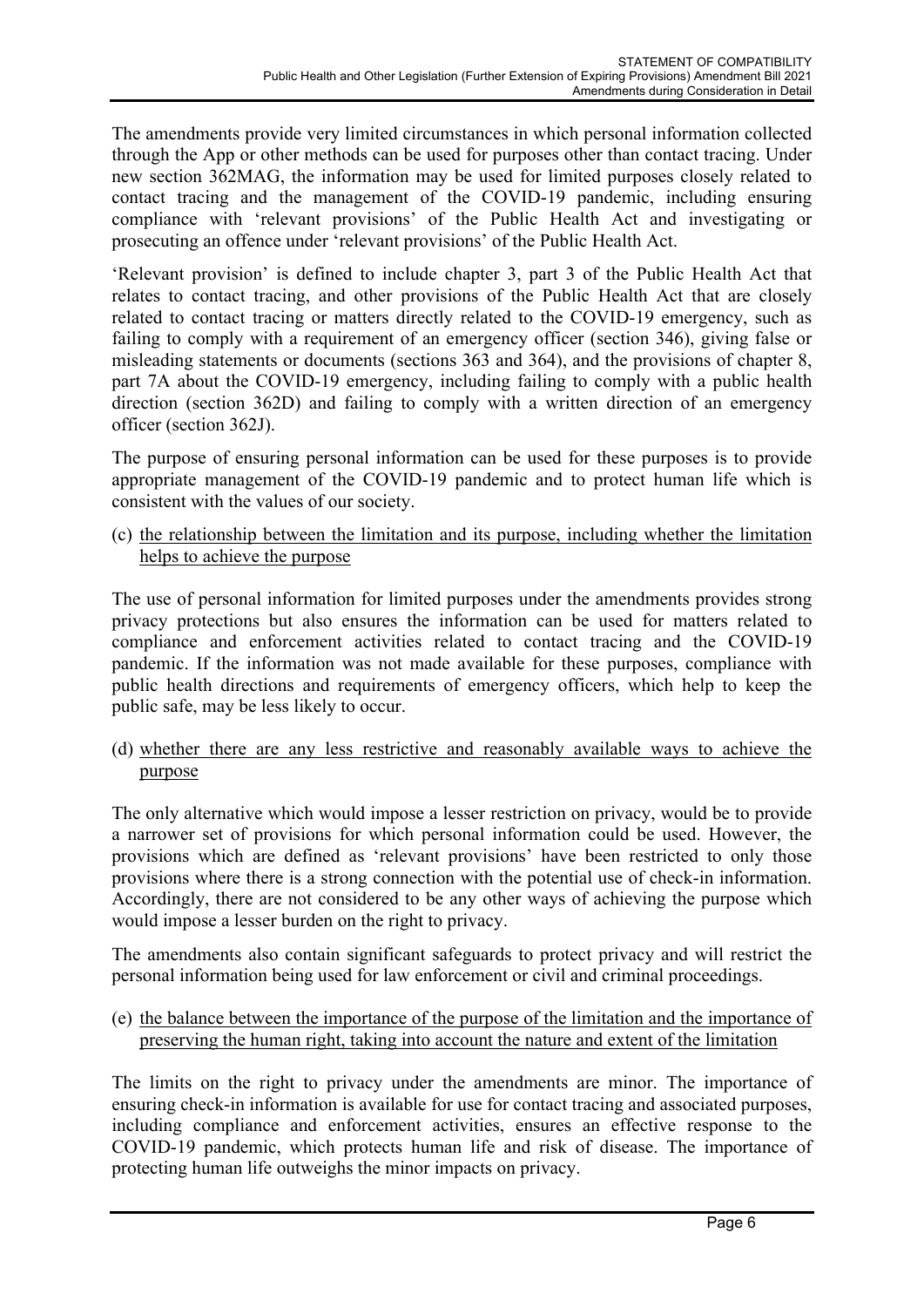The amendments provide very limited circumstances in which personal information collected through the App or other methods can be used for purposes other than contact tracing. Under new section 362MAG, the information may be used for limited purposes closely related to contact tracing and the management of the COVID-19 pandemic, including ensuring compliance with 'relevant provisions' of the Public Health Act and investigating or prosecuting an offence under 'relevant provisions' of the Public Health Act.

'Relevant provision' is defined to include chapter 3, part 3 of the Public Health Act that relates to contact tracing, and other provisions of the Public Health Act that are closely related to contact tracing or matters directly related to the COVID-19 emergency, such as failing to comply with a requirement of an emergency officer (section 346), giving false or misleading statements or documents (sections 363 and 364), and the provisions of chapter 8, part 7A about the COVID-19 emergency, including failing to comply with a public health direction (section 362D) and failing to comply with a written direction of an emergency officer (section 362J).

The purpose of ensuring personal information can be used for these purposes is to provide appropriate management of the COVID-19 pandemic and to protect human life which is consistent with the values of our society.

(c) <u>the relationship between the limitation and its purpose, including whether the limitation helps to achieve the purpose</u>

The use of personal information for limited purposes under the amendments provides strong privacy protections but also ensures the information can be used for matters related to compliance and enforcement activities related to contact tracing and the COVID-19 pandemic. If the information was not made available for these purposes, compliance with public health directions and requirements of emergency officers, which help to keep the public safe, may be less likely to occur.

(d) <u>whether there are any less restrictive and reasonably available ways to achieve the purpose</u>

The only alternative which would impose a lesser restriction on privacy, would be to provide a narrower set of provisions for which personal information could be used. However, the provisions which are defined as 'relevant provisions' have been restricted to only those provisions where there is a strong connection with the potential use of check-in information. Accordingly, there are not considered to be any other ways of achieving the purpose which would impose a lesser burden on the right to privacy.

The amendments also contain significant safeguards to protect privacy and will restrict the personal information being used for law enforcement or civil and criminal proceedings.

(e) <u>the balance between the importance of the purpose of the limitation and the importance of preserving the human right, taking into account the nature and extent of the limitation</u>

The limits on the right to privacy under the amendments are minor. The importance of ensuring check-in information is available for use for contact tracing and associated purposes, including compliance and enforcement activities, ensures an effective response to the COVID-19 pandemic, which protects human life and risk of disease. The importance of protecting human life outweighs the minor impacts on privacy.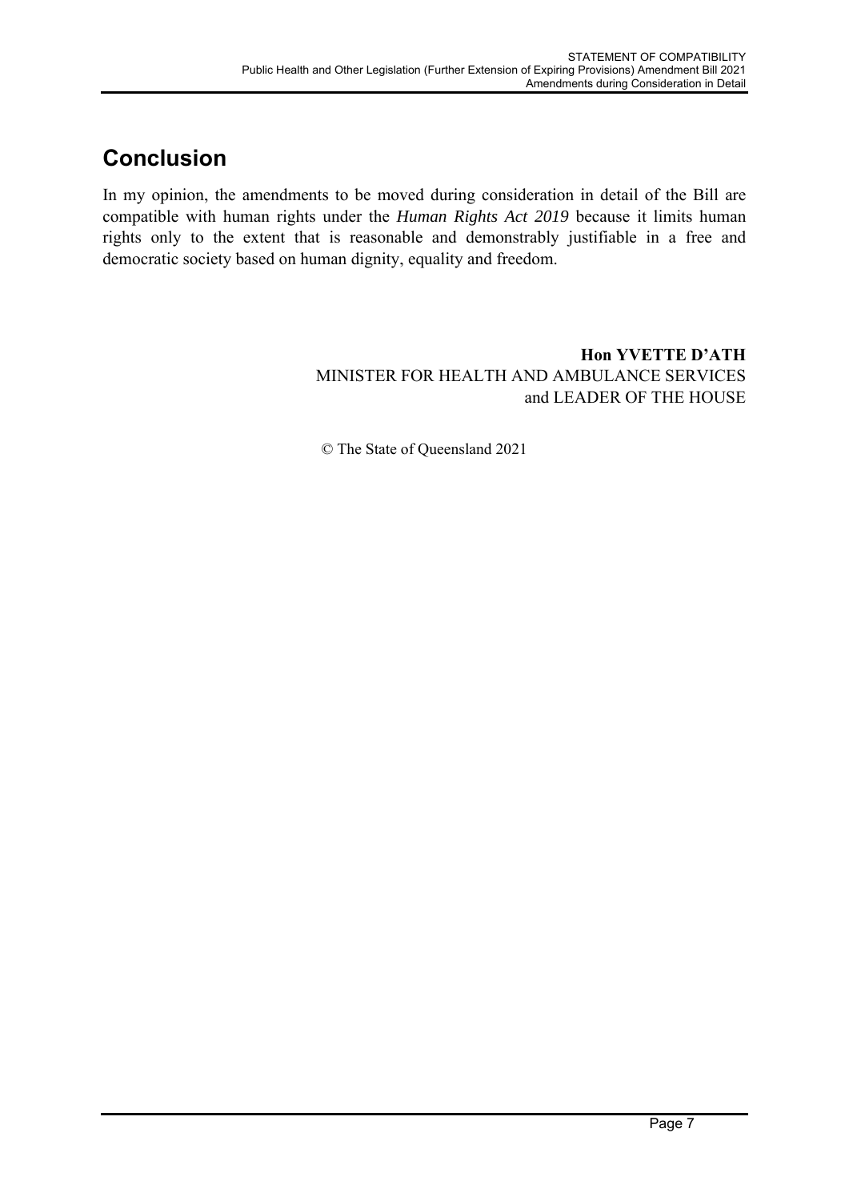## Conclusion

In my opinion, the amendments to be moved during consideration in detail of the Bill are compatible with human rights under the *Human Rights Act 2019* because it limits human rights only to the extent that is reasonable and demonstrably justifiable in a free and democratic society based on human dignity, equality and freedom.

**Hon YVETTE D'ATH**
MINISTER FOR HEALTH AND AMBULANCE SERVICES
and LEADER OF THE HOUSE

© The State of Queensland 2021